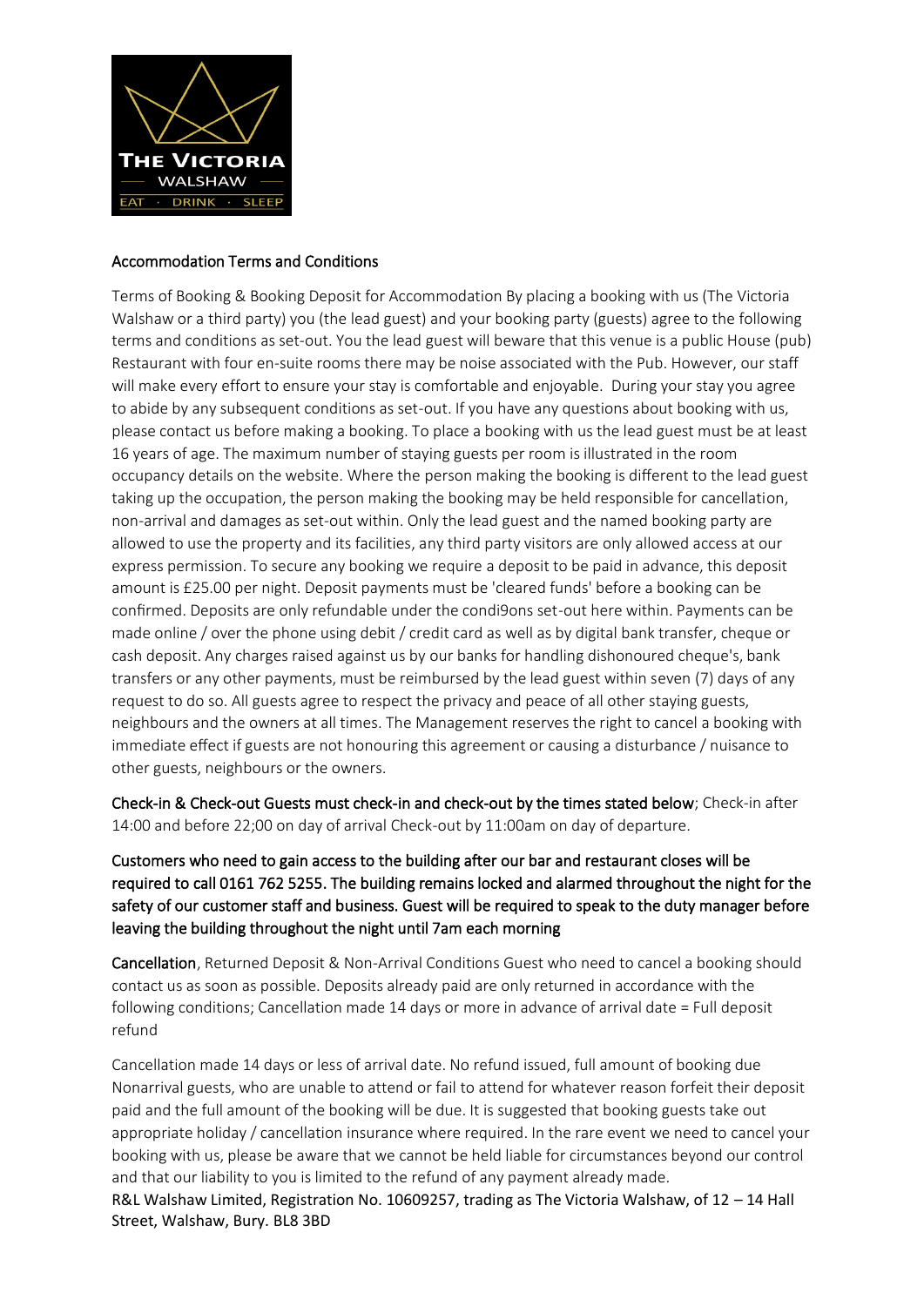THE VICTORIA
WALSHAW
EAT · DRINK · SLEEP

## Accommodation Terms and Conditions

Terms of Booking & Booking Deposit for Accommodation By placing a booking with us (The Victoria Walshaw or a third party) you (the lead guest) and your booking party (guests) agree to the following terms and conditions as set-out. You the lead guest will beware that this venue is a public House (pub) Restaurant with four en-suite rooms there may be noise associated with the Pub. However, our staff will make every effort to ensure your stay is comfortable and enjoyable. During your stay you agree to abide by any subsequent conditions as set-out. If you have any questions about booking with us, please contact us before making a booking. To place a booking with us the lead guest must be at least 16 years of age. The maximum number of staying guests per room is illustrated in the room occupancy details on the website. Where the person making the booking is different to the lead guest taking up the occupation, the person making the booking may be held responsible for cancellation, non-arrival and damages as set-out within. Only the lead guest and the named booking party are allowed to use the property and its facilities, any third party visitors are only allowed access at our express permission. To secure any booking we require a deposit to be paid in advance, this deposit amount is £25.00 per night. Deposit payments must be 'cleared funds' before a booking can be confirmed. Deposits are only refundable under the condi9ons set-out here within. Payments can be made online / over the phone using debit / credit card as well as by digital bank transfer, cheque or cash deposit. Any charges raised against us by our banks for handling dishonoured cheque's, bank transfers or any other payments, must be reimbursed by the lead guest within seven (7) days of any request to do so. All guests agree to respect the privacy and peace of all other staying guests, neighbours and the owners at all times. The Management reserves the right to cancel a booking with immediate effect if guests are not honouring this agreement or causing a disturbance / nuisance to other guests, neighbours or the owners.

**Check-in & Check-out Guests must check-in and check-out by the times stated below**; Check-in after 14:00 and before 22;00 on day of arrival Check-out by 11:00am on day of departure.

**Customers who need to gain access to the building after our bar and restaurant closes will be required to call 0161 762 5255. The building remains locked and alarmed throughout the night for the safety of our customer staff and business. Guest will be required to speak to the duty manager before leaving the building throughout the night until 7am each morning**

**Cancellation**, Returned Deposit & Non-Arrival Conditions Guest who need to cancel a booking should contact us as soon as possible. Deposits already paid are only returned in accordance with the following conditions; Cancellation made 14 days or more in advance of arrival date = Full deposit refund

Cancellation made 14 days or less of arrival date. No refund issued, full amount of booking due Nonarrival guests, who are unable to attend or fail to attend for whatever reason forfeit their deposit paid and the full amount of the booking will be due. It is suggested that booking guests take out appropriate holiday / cancellation insurance where required. In the rare event we need to cancel your booking with us, please be aware that we cannot be held liable for circumstances beyond our control and that our liability to you is limited to the refund of any payment already made.

R&L Walshaw Limited, Registration No. 10609257, trading as The Victoria Walshaw, of 12 – 14 Hall Street, Walshaw, Bury. BL8 3BD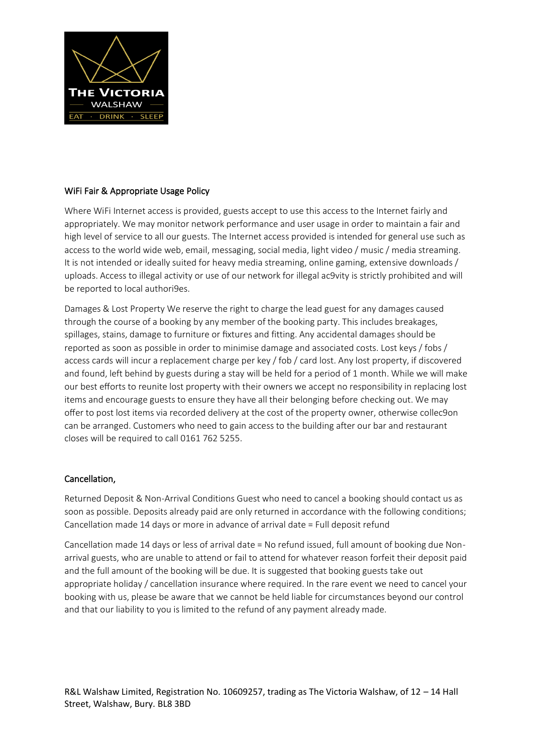## WiFi Fair & Appropriate Usage Policy

Where WiFi Internet access is provided, guests accept to use this access to the Internet fairly and appropriately. We may monitor network performance and user usage in order to maintain a fair and high level of service to all our guests. The Internet access provided is intended for general use such as access to the world wide web, email, messaging, social media, light video / music / media streaming. It is not intended or ideally suited for heavy media streaming, online gaming, extensive downloads / uploads. Access to illegal activity or use of our network for illegal ac9vity is strictly prohibited and will be reported to local authori9es.

Damages & Lost Property We reserve the right to charge the lead guest for any damages caused through the course of a booking by any member of the booking party. This includes breakages, spillages, stains, damage to furniture or fixtures and fitting. Any accidental damages should be reported as soon as possible in order to minimise damage and associated costs. Lost keys / fobs / access cards will incur a replacement charge per key / fob / card lost. Any lost property, if discovered and found, left behind by guests during a stay will be held for a period of 1 month. While we will make our best efforts to reunite lost property with their owners we accept no responsibility in replacing lost items and encourage guests to ensure they have all their belonging before checking out. We may offer to post lost items via recorded delivery at the cost of the property owner, otherwise collec9on can be arranged. Customers who need to gain access to the building after our bar and restaurant closes will be required to call 0161 762 5255.

## Cancellation,

Returned Deposit & Non-Arrival Conditions Guest who need to cancel a booking should contact us as soon as possible. Deposits already paid are only returned in accordance with the following conditions; Cancellation made 14 days or more in advance of arrival date = Full deposit refund

Cancellation made 14 days or less of arrival date = No refund issued, full amount of booking due Non-arrival guests, who are unable to attend or fail to attend for whatever reason forfeit their deposit paid and the full amount of the booking will be due. It is suggested that booking guests take out appropriate holiday / cancellation insurance where required. In the rare event we need to cancel your booking with us, please be aware that we cannot be held liable for circumstances beyond our control and that our liability to you is limited to the refund of any payment already made.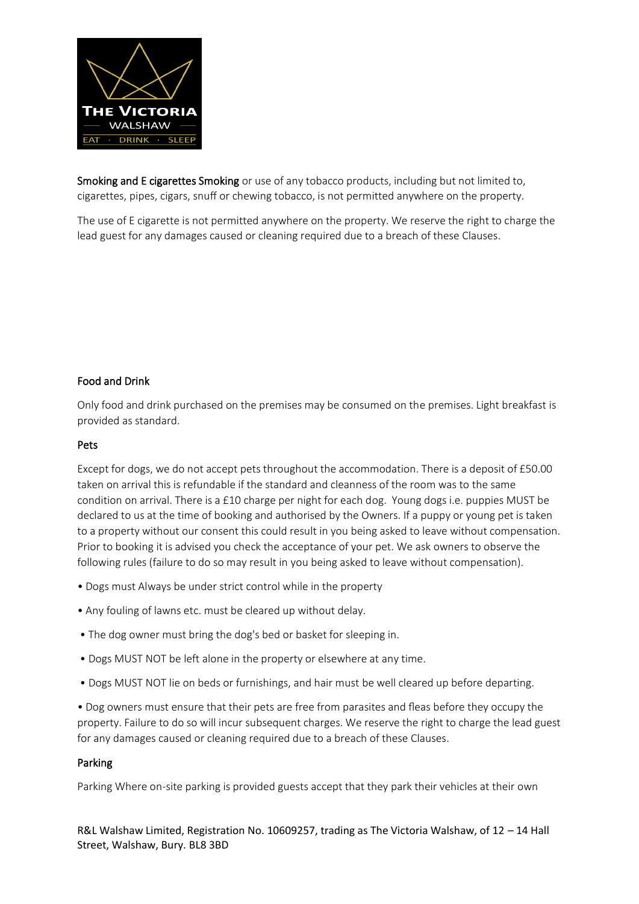**Smoking and E cigarettes Smoking** or use of any tobacco products, including but not limited to, cigarettes, pipes, cigars, snuff or chewing tobacco, is not permitted anywhere on the property.

The use of E cigarette is not permitted anywhere on the property. We reserve the right to charge the lead guest for any damages caused or cleaning required due to a breach of these Clauses.

## Food and Drink

Only food and drink purchased on the premises may be consumed on the premises. Light breakfast is provided as standard.

## Pets

Except for dogs, we do not accept pets throughout the accommodation. There is a deposit of £50.00 taken on arrival this is refundable if the standard and cleanness of the room was to the same condition on arrival. There is a £10 charge per night for each dog. Young dogs i.e. puppies MUST be declared to us at the time of booking and authorised by the Owners. If a puppy or young pet is taken to a property without our consent this could result in you being asked to leave without compensation. Prior to booking it is advised you check the acceptance of your pet. We ask owners to observe the following rules (failure to do so may result in you being asked to leave without compensation).

- Dogs must Always be under strict control while in the property
- Any fouling of lawns etc. must be cleared up without delay.
- The dog owner must bring the dog's bed or basket for sleeping in.
- Dogs MUST NOT be left alone in the property or elsewhere at any time.
- Dogs MUST NOT lie on beds or furnishings, and hair must be well cleared up before departing.
- Dog owners must ensure that their pets are free from parasites and fleas before they occupy the property. Failure to do so will incur subsequent charges. We reserve the right to charge the lead guest for any damages caused or cleaning required due to a breach of these Clauses.

## Parking

Parking Where on-site parking is provided guests accept that they park their vehicles at their own

R&L Walshaw Limited, Registration No. 10609257, trading as The Victoria Walshaw, of 12 – 14 Hall Street, Walshaw, Bury. BL8 3BD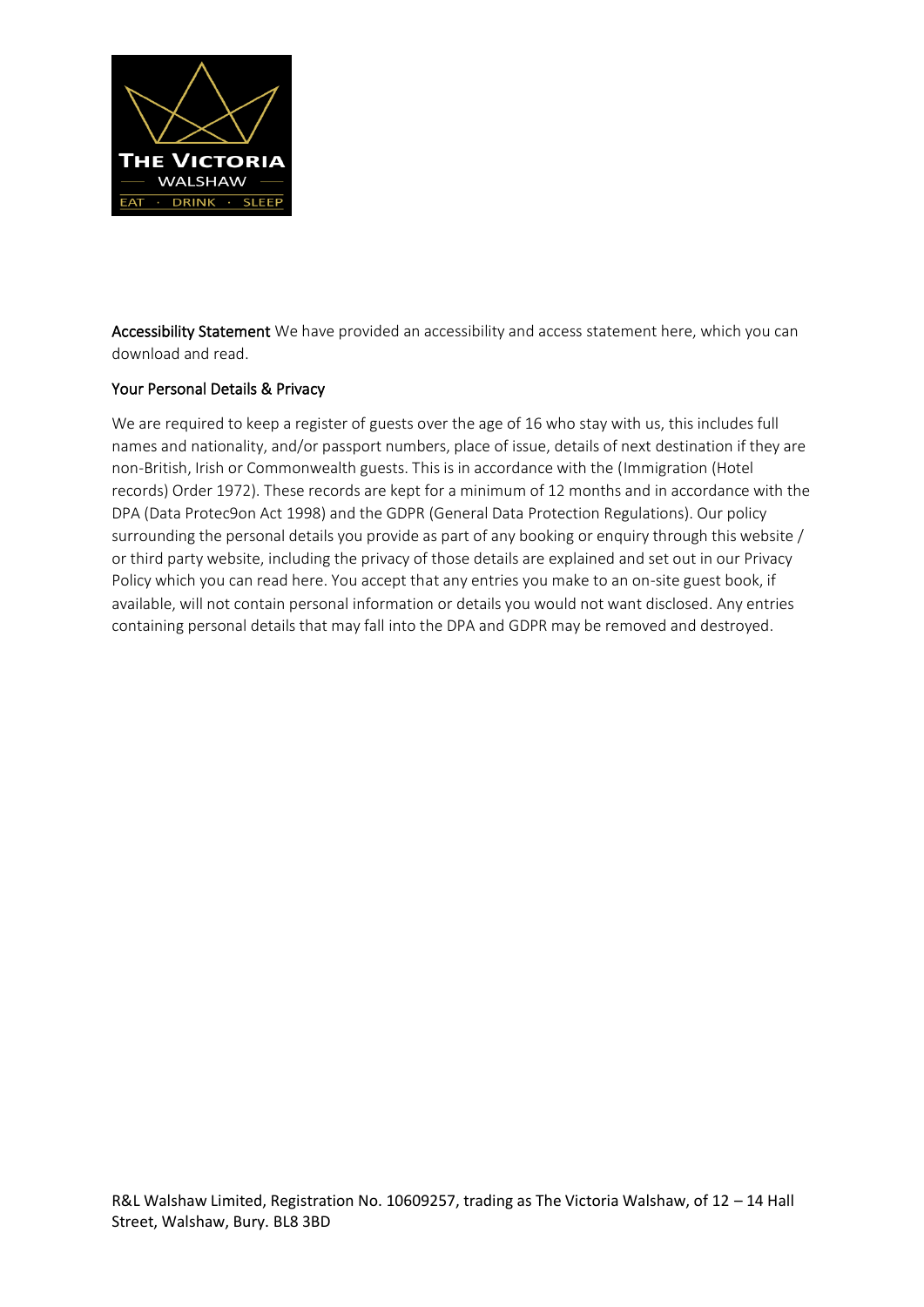**Accessibility Statement** We have provided an accessibility and access statement here, which you can download and read.

## Your Personal Details & Privacy

We are required to keep a register of guests over the age of 16 who stay with us, this includes full names and nationality, and/or passport numbers, place of issue, details of next destination if they are non-British, Irish or Commonwealth guests. This is in accordance with the (Immigration (Hotel records) Order 1972). These records are kept for a minimum of 12 months and in accordance with the DPA (Data Protec9on Act 1998) and the GDPR (General Data Protection Regulations). Our policy surrounding the personal details you provide as part of any booking or enquiry through this website / or third party website, including the privacy of those details are explained and set out in our Privacy Policy which you can read here. You accept that any entries you make to an on-site guest book, if available, will not contain personal information or details you would not want disclosed. Any entries containing personal details that may fall into the DPA and GDPR may be removed and destroyed.

R&L Walshaw Limited, Registration No. 10609257, trading as The Victoria Walshaw, of 12 – 14 Hall Street, Walshaw, Bury. BL8 3BD